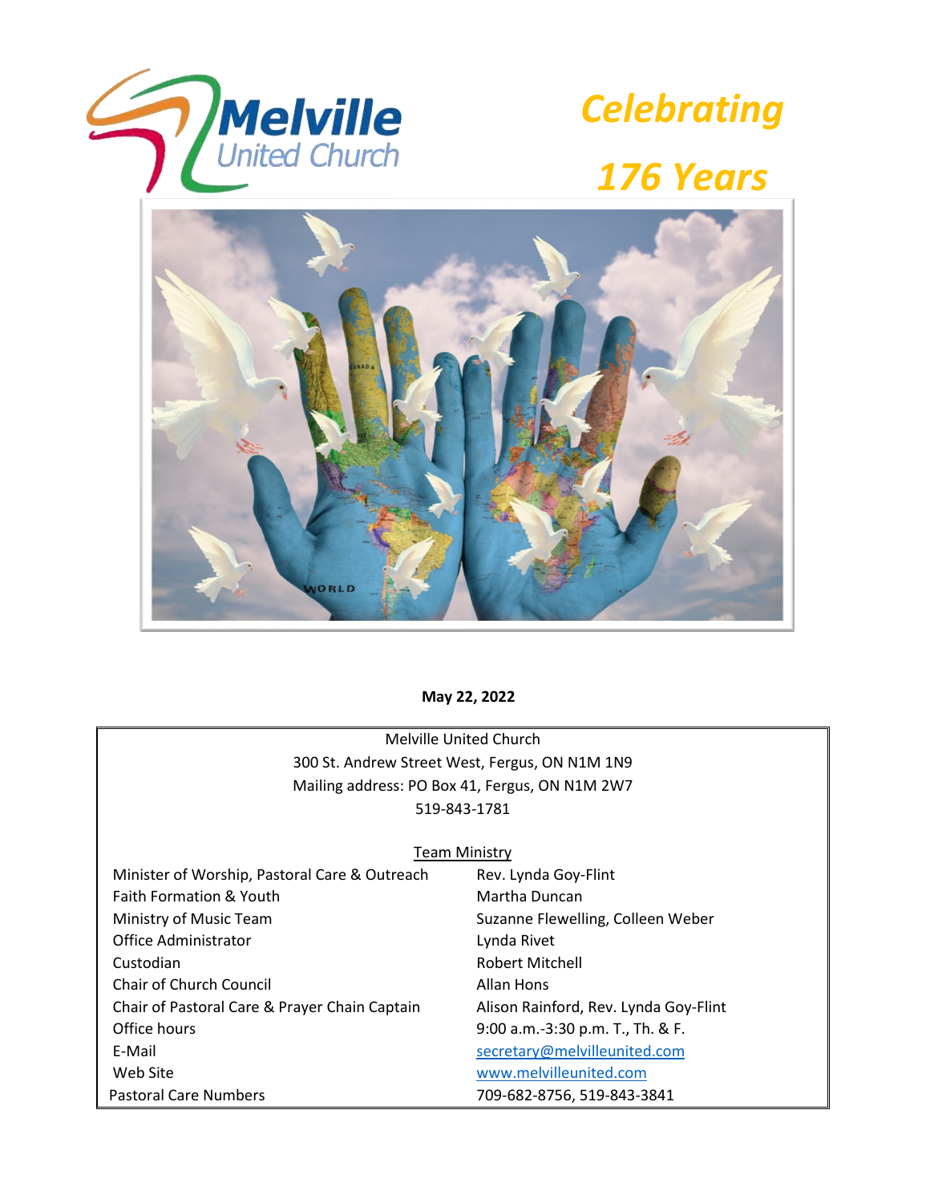# Melville United Church

## *Celebrating 176 Years*

**May 22, 2022**

Melville United Church
300 St. Andrew Street West, Fergus, ON N1M 1N9
Mailing address: PO Box 41, Fergus, ON N1M 2W7
519-843-1781

Team Ministry

| | |
|---|---|
| Minister of Worship, Pastoral Care & Outreach | Rev. Lynda Goy-Flint |
| Faith Formation & Youth | Martha Duncan |
| Ministry of Music Team | Suzanne Flewelling, Colleen Weber |
| Office Administrator | Lynda Rivet |
| Custodian | Robert Mitchell |
| Chair of Church Council | Allan Hons |
| Chair of Pastoral Care & Prayer Chain Captain | Alison Rainford, Rev. Lynda Goy-Flint |
| Office hours | 9:00 a.m.-3:30 p.m. T., Th. & F. |
| E-Mail | secretary@melvilleunited.com |
| Web Site | www.melvilleunited.com |
| Pastoral Care Numbers | 709-682-8756, 519-843-3841 |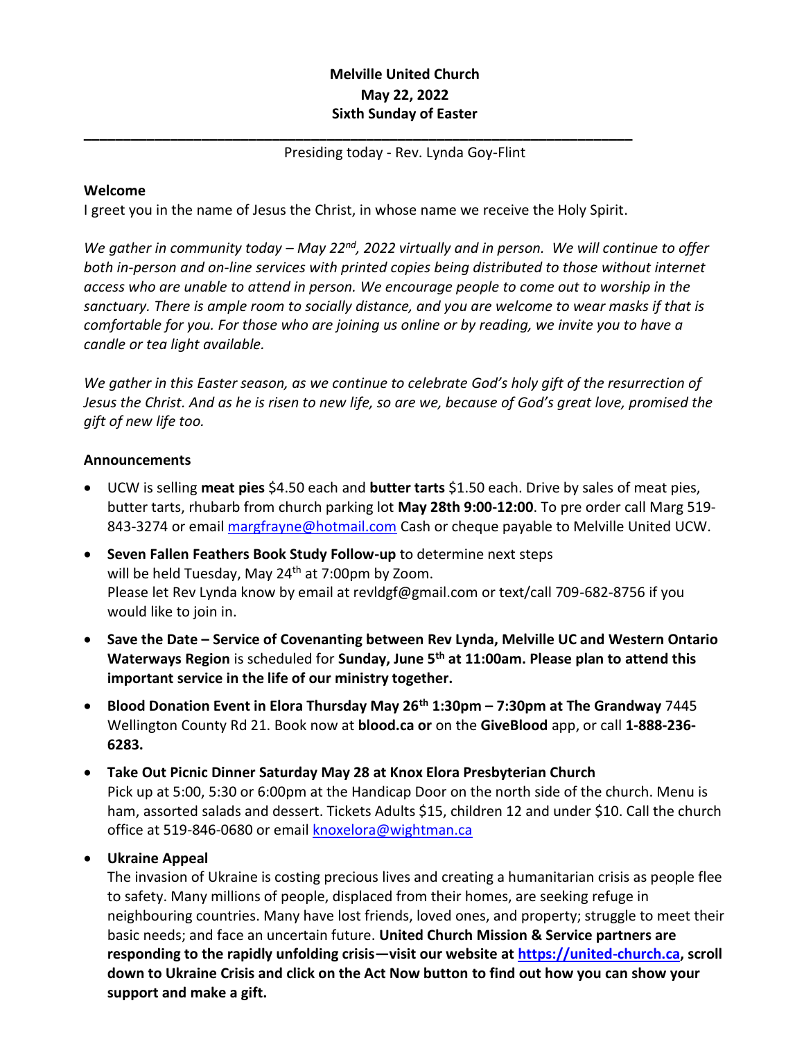**Melville United Church**
**May 22, 2022**
**Sixth Sunday of Easter**

---

Presiding today - Rev. Lynda Goy-Flint

**Welcome**

I greet you in the name of Jesus the Christ, in whose name we receive the Holy Spirit.

*We gather in community today – May 22nd, 2022 virtually and in person. We will continue to offer both in-person and on-line services with printed copies being distributed to those without internet access who are unable to attend in person. We encourage people to come out to worship in the sanctuary. There is ample room to socially distance, and you are welcome to wear masks if that is comfortable for you. For those who are joining us online or by reading, we invite you to have a candle or tea light available.*

*We gather in this Easter season, as we continue to celebrate God's holy gift of the resurrection of Jesus the Christ. And as he is risen to new life, so are we, because of God's great love, promised the gift of new life too.*

**Announcements**

- UCW is selling **meat pies** $4.50 each and **butter tarts** $1.50 each. Drive by sales of meat pies, butter tarts, rhubarb from church parking lot **May 28th 9:00-12:00**. To pre order call Marg 519-843-3274 or email margfrayne@hotmail.com Cash or cheque payable to Melville United UCW.
- **Seven Fallen Feathers Book Study Follow-up** to determine next steps will be held Tuesday, May 24th at 7:00pm by Zoom. Please let Rev Lynda know by email at revldgf@gmail.com or text/call 709-682-8756 if you would like to join in.
- **Save the Date – Service of Covenanting between Rev Lynda, Melville UC and Western Ontario Waterways Region** is scheduled for **Sunday, June 5th at 11:00am. Please plan to attend this important service in the life of our ministry together.**
- **Blood Donation Event in Elora Thursday May 26th 1:30pm – 7:30pm at The Grandway** 7445 Wellington County Rd 21. Book now at **blood.ca or** on the **GiveBlood** app, or call **1-888-236-6283.**
- **Take Out Picnic Dinner Saturday May 28 at Knox Elora Presbyterian Church**
  Pick up at 5:00, 5:30 or 6:00pm at the Handicap Door on the north side of the church. Menu is ham, assorted salads and dessert. Tickets Adults $15, children 12 and under $10. Call the church office at 519-846-0680 or email knoxelora@wightman.ca
- **Ukraine Appeal**
  The invasion of Ukraine is costing precious lives and creating a humanitarian crisis as people flee to safety. Many millions of people, displaced from their homes, are seeking refuge in neighbouring countries. Many have lost friends, loved ones, and property; struggle to meet their basic needs; and face an uncertain future. **United Church Mission & Service partners are responding to the rapidly unfolding crisis—visit our website at https://united-church.ca, scroll down to Ukraine Crisis and click on the Act Now button to find out how you can show your support and make a gift.**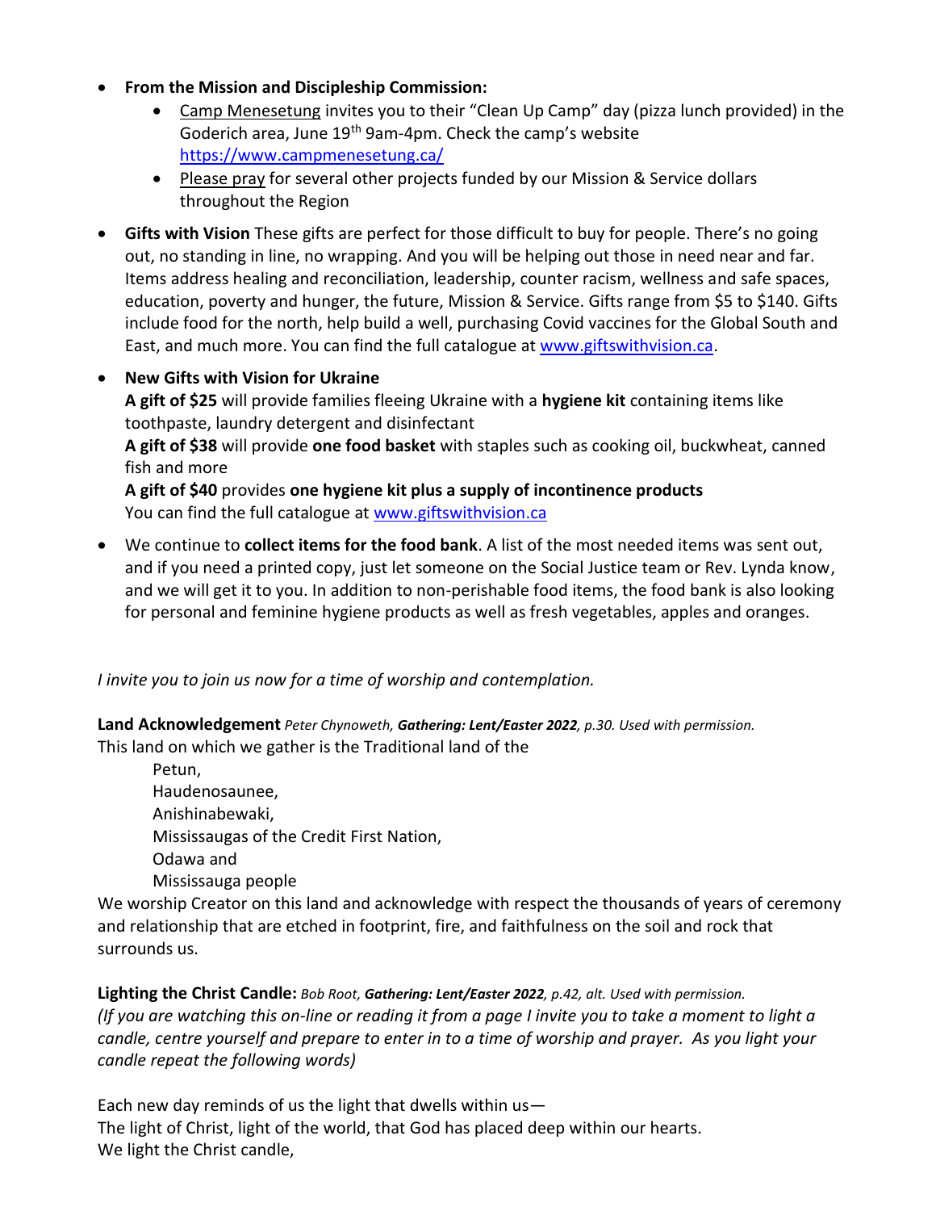- **From the Mission and Discipleship Commission:**
  - Camp Menesetung invites you to their "Clean Up Camp" day (pizza lunch provided) in the Goderich area, June 19th 9am-4pm. Check the camp's website https://www.campmenesetung.ca/
  - Please pray for several other projects funded by our Mission & Service dollars throughout the Region
- **Gifts with Vision** These gifts are perfect for those difficult to buy for people. There's no going out, no standing in line, no wrapping. And you will be helping out those in need near and far. Items address healing and reconciliation, leadership, counter racism, wellness and safe spaces, education, poverty and hunger, the future, Mission & Service. Gifts range from $5 to $140. Gifts include food for the north, help build a well, purchasing Covid vaccines for the Global South and East, and much more. You can find the full catalogue at www.giftswithvision.ca.
- **New Gifts with Vision for Ukraine**
  **A gift of $25** will provide families fleeing Ukraine with a **hygiene kit** containing items like toothpaste, laundry detergent and disinfectant
  **A gift of $38** will provide **one food basket** with staples such as cooking oil, buckwheat, canned fish and more
  **A gift of $40** provides **one hygiene kit plus a supply of incontinence products**
  You can find the full catalogue at www.giftswithvision.ca
- We continue to **collect items for the food bank**. A list of the most needed items was sent out, and if you need a printed copy, just let someone on the Social Justice team or Rev. Lynda know, and we will get it to you. In addition to non-perishable food items, the food bank is also looking for personal and feminine hygiene products as well as fresh vegetables, apples and oranges.

*I invite you to join us now for a time of worship and contemplation.*

**Land Acknowledgement** *Peter Chynoweth, **Gathering: Lent/Easter 2022**, p.30. Used with permission.*

This land on which we gather is the Traditional land of the

> Petun,
> Haudenosaunee,
> Anishinabewaki,
> Mississaugas of the Credit First Nation,
> Odawa and
> Mississauga people

We worship Creator on this land and acknowledge with respect the thousands of years of ceremony and relationship that are etched in footprint, fire, and faithfulness on the soil and rock that surrounds us.

**Lighting the Christ Candle:** *Bob Root, **Gathering: Lent/Easter 2022**, p.42, alt. Used with permission.*

*(If you are watching this on-line or reading it from a page I invite you to take a moment to light a candle, centre yourself and prepare to enter in to a time of worship and prayer. As you light your candle repeat the following words)*

Each new day reminds of us the light that dwells within us—
The light of Christ, light of the world, that God has placed deep within our hearts.
We light the Christ candle,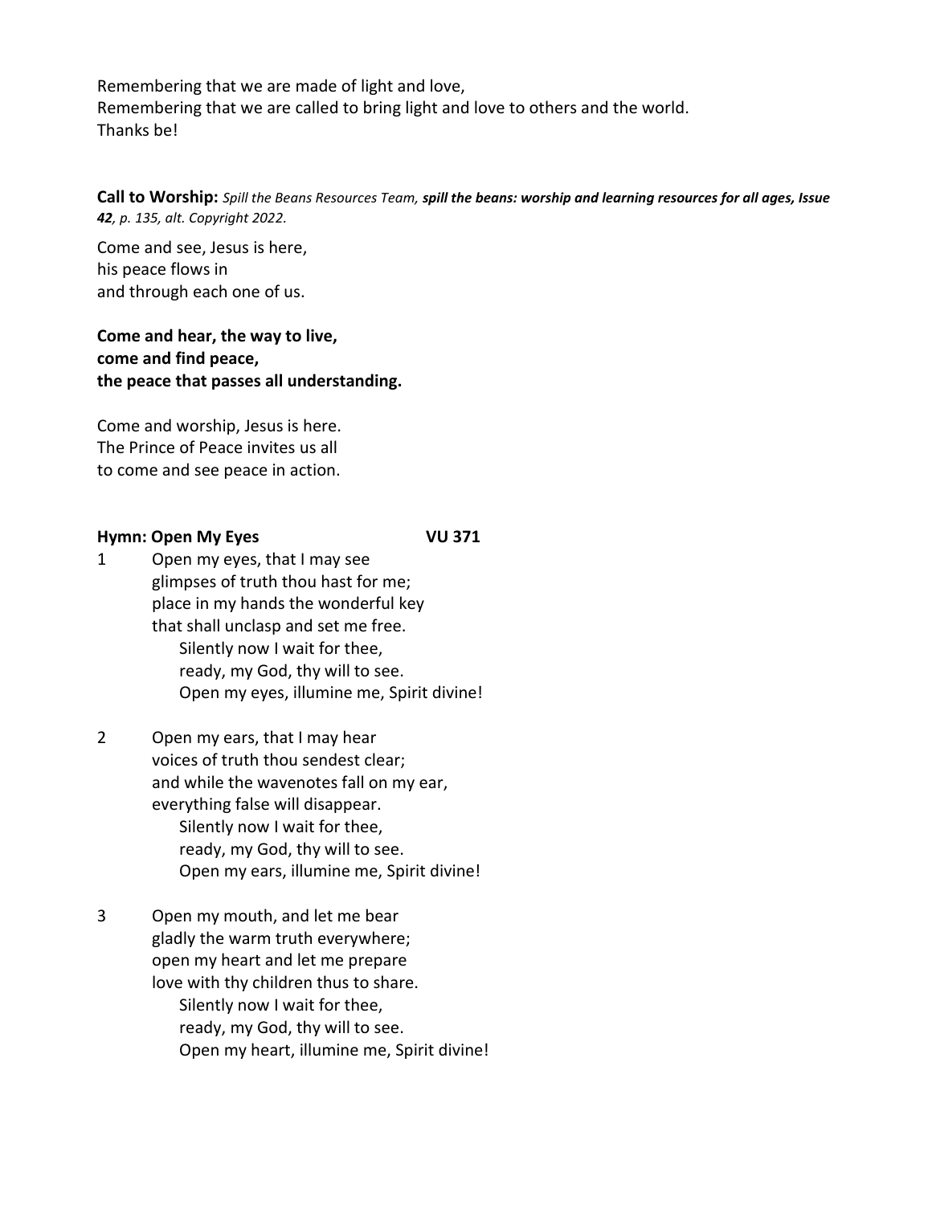Remembering that we are made of light and love,
Remembering that we are called to bring light and love to others and the world.
Thanks be!

**Call to Worship:** *Spill the Beans Resources Team,* ***spill the beans: worship and learning resources for all ages, Issue 42****, p. 135, alt. Copyright 2022.*

Come and see, Jesus is here,
his peace flows in
and through each one of us.

**Come and hear, the way to live,**
**come and find peace,**
**the peace that passes all understanding.**

Come and worship, Jesus is here.
The Prince of Peace invites us all
to come and see peace in action.

**Hymn: Open My Eyes VU 371**

1 Open my eyes, that I may see
glimpses of truth thou hast for me;
place in my hands the wonderful key
that shall unclasp and set me free.
Silently now I wait for thee,
ready, my God, thy will to see.
Open my eyes, illumine me, Spirit divine!

2 Open my ears, that I may hear
voices of truth thou sendest clear;
and while the wavenotes fall on my ear,
everything false will disappear.
Silently now I wait for thee,
ready, my God, thy will to see.
Open my ears, illumine me, Spirit divine!

3 Open my mouth, and let me bear
gladly the warm truth everywhere;
open my heart and let me prepare
love with thy children thus to share.
Silently now I wait for thee,
ready, my God, thy will to see.
Open my heart, illumine me, Spirit divine!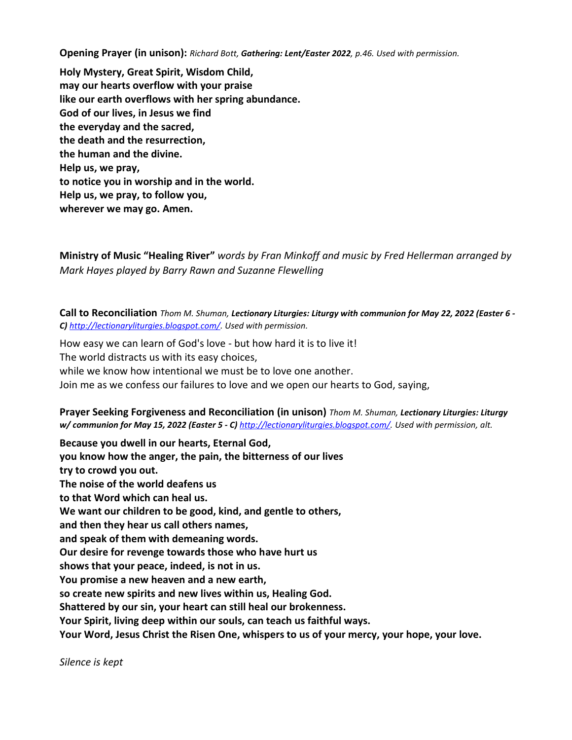**Opening Prayer (in unison):** *Richard Bott, **Gathering: Lent/Easter 2022**, p.46. Used with permission.*

**Holy Mystery, Great Spirit, Wisdom Child,**
**may our hearts overflow with your praise**
**like our earth overflows with her spring abundance.**
**God of our lives, in Jesus we find**
**the everyday and the sacred,**
**the death and the resurrection,**
**the human and the divine.**
**Help us, we pray,**
**to notice you in worship and in the world.**
**Help us, we pray, to follow you,**
**wherever we may go. Amen.**

**Ministry of Music "Healing River"** *words by Fran Minkoff and music by Fred Hellerman arranged by Mark Hayes played by Barry Rawn and Suzanne Flewelling*

**Call to Reconciliation** *Thom M. Shuman, **Lectionary Liturgies: Liturgy with communion for May 22, 2022 (Easter 6 - C)** [http://lectionaryliturgies.blogspot.com/](http://lectionaryliturgies.blogspot.com/). Used with permission.*

How easy we can learn of God's love - but how hard it is to live it!
The world distracts us with its easy choices,
while we know how intentional we must be to love one another.
Join me as we confess our failures to love and we open our hearts to God, saying,

**Prayer Seeking Forgiveness and Reconciliation (in unison)** *Thom M. Shuman, **Lectionary Liturgies: Liturgy w/ communion for May 15, 2022 (Easter 5 - C)** [http://lectionaryliturgies.blogspot.com/](http://lectionaryliturgies.blogspot.com/). Used with permission, alt.*

**Because you dwell in our hearts, Eternal God,**
**you know how the anger, the pain, the bitterness of our lives**
**try to crowd you out.**
**The noise of the world deafens us**
**to that Word which can heal us.**
**We want our children to be good, kind, and gentle to others,**
**and then they hear us call others names,**
**and speak of them with demeaning words.**
**Our desire for revenge towards those who have hurt us**
**shows that your peace, indeed, is not in us.**
**You promise a new heaven and a new earth,**
**so create new spirits and new lives within us, Healing God.**
**Shattered by our sin, your heart can still heal our brokenness.**
**Your Spirit, living deep within our souls, can teach us faithful ways.**
**Your Word, Jesus Christ the Risen One, whispers to us of your mercy, your hope, your love.**

*Silence is kept*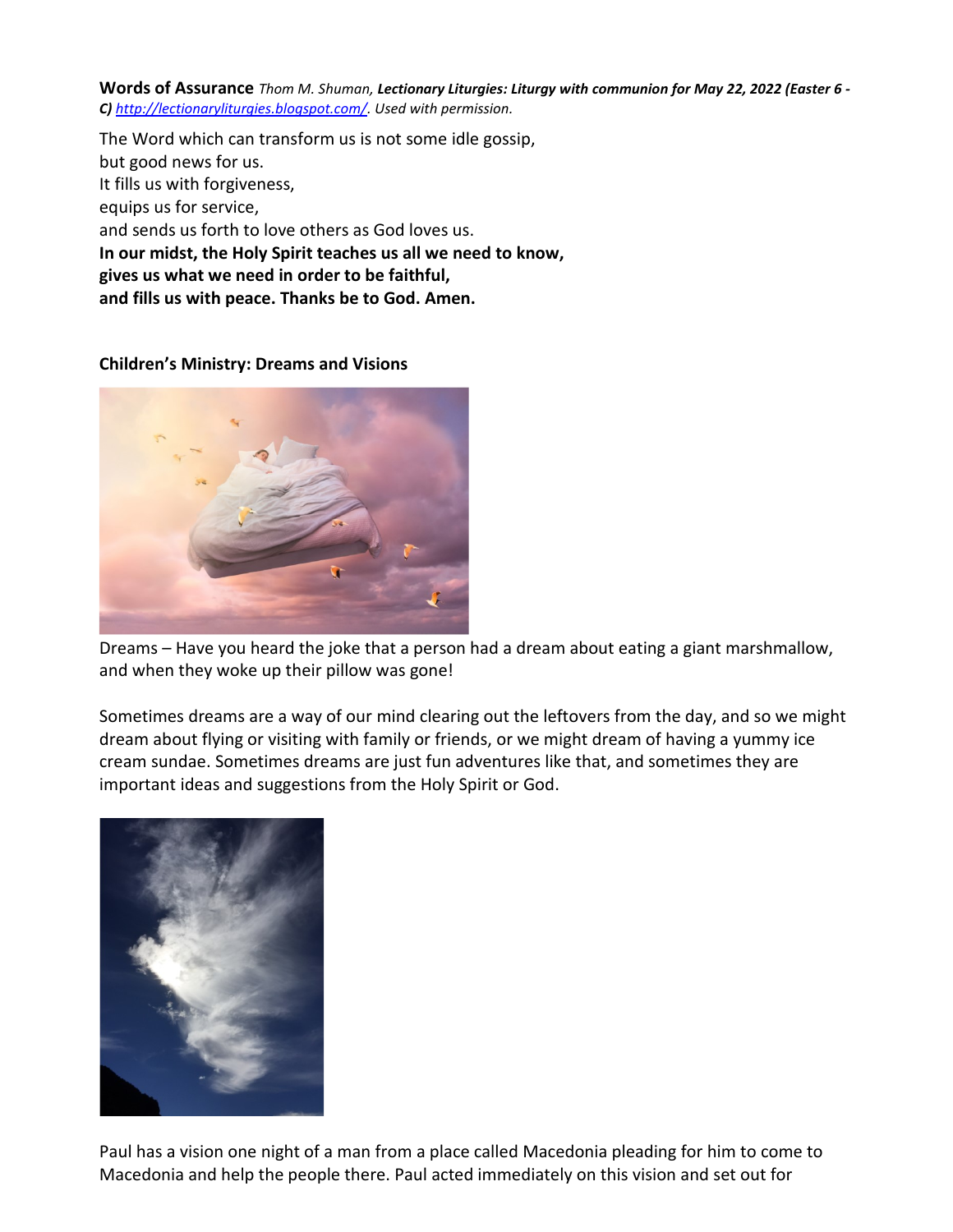**Words of Assurance** *Thom M. Shuman, **Lectionary Liturgies: Liturgy with communion for May 22, 2022 (Easter 6 - C)** [http://lectionaryliturgies.blogspot.com/](http://lectionaryliturgies.blogspot.com/). Used with permission.*

The Word which can transform us is not some idle gossip,
but good news for us.
It fills us with forgiveness,
equips us for service,
and sends us forth to love others as God loves us.
**In our midst, the Holy Spirit teaches us all we need to know,**
**gives us what we need in order to be faithful,**
**and fills us with peace. Thanks be to God. Amen.**

**Children's Ministry: Dreams and Visions**

Dreams – Have you heard the joke that a person had a dream about eating a giant marshmallow, and when they woke up their pillow was gone!

Sometimes dreams are a way of our mind clearing out the leftovers from the day, and so we might dream about flying or visiting with family or friends, or we might dream of having a yummy ice cream sundae. Sometimes dreams are just fun adventures like that, and sometimes they are important ideas and suggestions from the Holy Spirit or God.

Paul has a vision one night of a man from a place called Macedonia pleading for him to come to Macedonia and help the people there. Paul acted immediately on this vision and set out for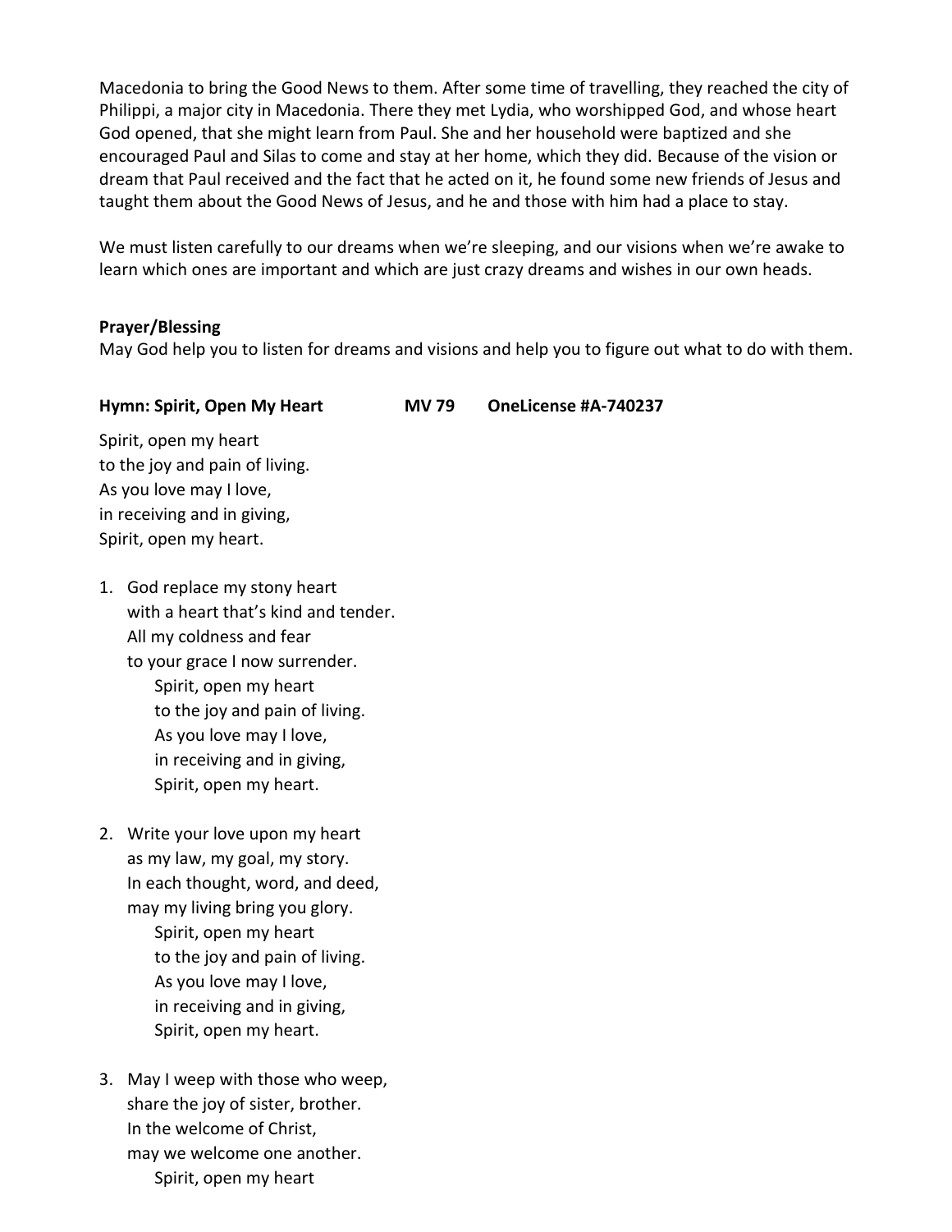Macedonia to bring the Good News to them. After some time of travelling, they reached the city of Philippi, a major city in Macedonia. There they met Lydia, who worshipped God, and whose heart God opened, that she might learn from Paul. She and her household were baptized and she encouraged Paul and Silas to come and stay at her home, which they did. Because of the vision or dream that Paul received and the fact that he acted on it, he found some new friends of Jesus and taught them about the Good News of Jesus, and he and those with him had a place to stay.

We must listen carefully to our dreams when we're sleeping, and our visions when we're awake to learn which ones are important and which are just crazy dreams and wishes in our own heads.

**Prayer/Blessing**

May God help you to listen for dreams and visions and help you to figure out what to do with them.

**Hymn: Spirit, Open My Heart MV 79 OneLicense #A-740237**

Spirit, open my heart
to the joy and pain of living.
As you love may I love,
in receiving and in giving,
Spirit, open my heart.

1. God replace my stony heart
   with a heart that's kind and tender.
   All my coldness and fear
   to your grace I now surrender.
      Spirit, open my heart
      to the joy and pain of living.
      As you love may I love,
      in receiving and in giving,
      Spirit, open my heart.

2. Write your love upon my heart
   as my law, my goal, my story.
   In each thought, word, and deed,
   may my living bring you glory.
      Spirit, open my heart
      to the joy and pain of living.
      As you love may I love,
      in receiving and in giving,
      Spirit, open my heart.

3. May I weep with those who weep,
   share the joy of sister, brother.
   In the welcome of Christ,
   may we welcome one another.
      Spirit, open my heart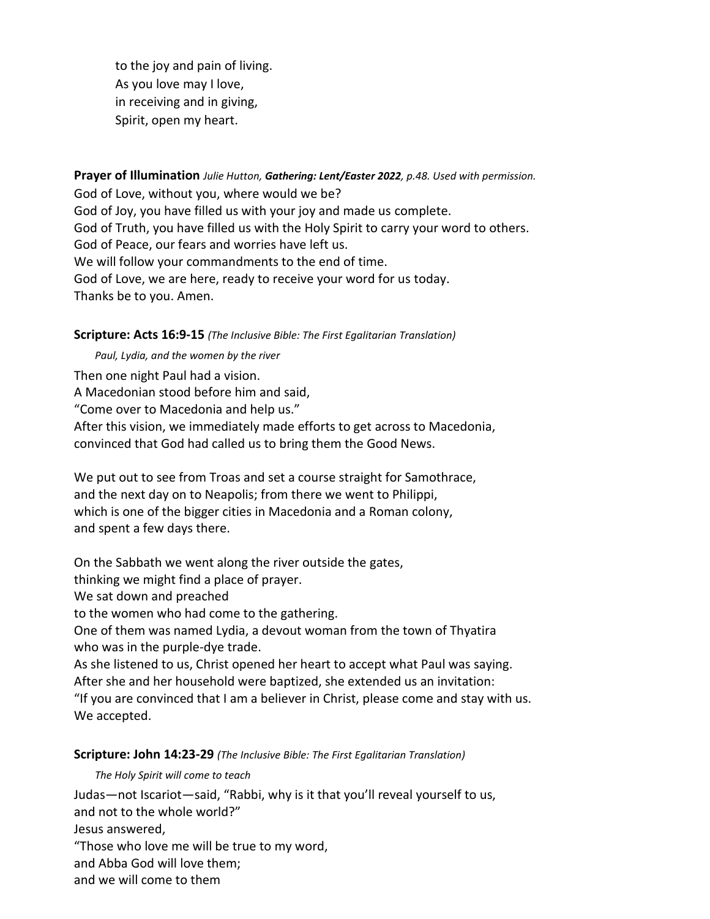to the joy and pain of living.  
As you love may I love,  
in receiving and in giving,  
Spirit, open my heart.

**Prayer of Illumination** *Julie Hutton, **Gathering: Lent/Easter 2022**, p.48. Used with permission.*

God of Love, without you, where would we be?  
God of Joy, you have filled us with your joy and made us complete.  
God of Truth, you have filled us with the Holy Spirit to carry your word to others.  
God of Peace, our fears and worries have left us.  
We will follow your commandments to the end of time.  
God of Love, we are here, ready to receive your word for us today.  
Thanks be to you. Amen.

**Scripture: Acts 16:9-15** *(The Inclusive Bible: The First Egalitarian Translation)*

*Paul, Lydia, and the women by the river*

Then one night Paul had a vision.  
A Macedonian stood before him and said,  
“Come over to Macedonia and help us.”  
After this vision, we immediately made efforts to get across to Macedonia,  
convinced that God had called us to bring them the Good News.

We put out to see from Troas and set a course straight for Samothrace,  
and the next day on to Neapolis; from there we went to Philippi,  
which is one of the bigger cities in Macedonia and a Roman colony,  
and spent a few days there.

On the Sabbath we went along the river outside the gates,  
thinking we might find a place of prayer.  
We sat down and preached  
to the women who had come to the gathering.  
One of them was named Lydia, a devout woman from the town of Thyatira  
who was in the purple-dye trade.  
As she listened to us, Christ opened her heart to accept what Paul was saying.  
After she and her household were baptized, she extended us an invitation:  
“If you are convinced that I am a believer in Christ, please come and stay with us.  
We accepted.

**Scripture: John 14:23-29** *(The Inclusive Bible: The First Egalitarian Translation)*

*The Holy Spirit will come to teach*

Judas—not Iscariot—said, “Rabbi, why is it that you’ll reveal yourself to us,  
and not to the whole world?”  
Jesus answered,  
“Those who love me will be true to my word,  
and Abba God will love them;  
and we will come to them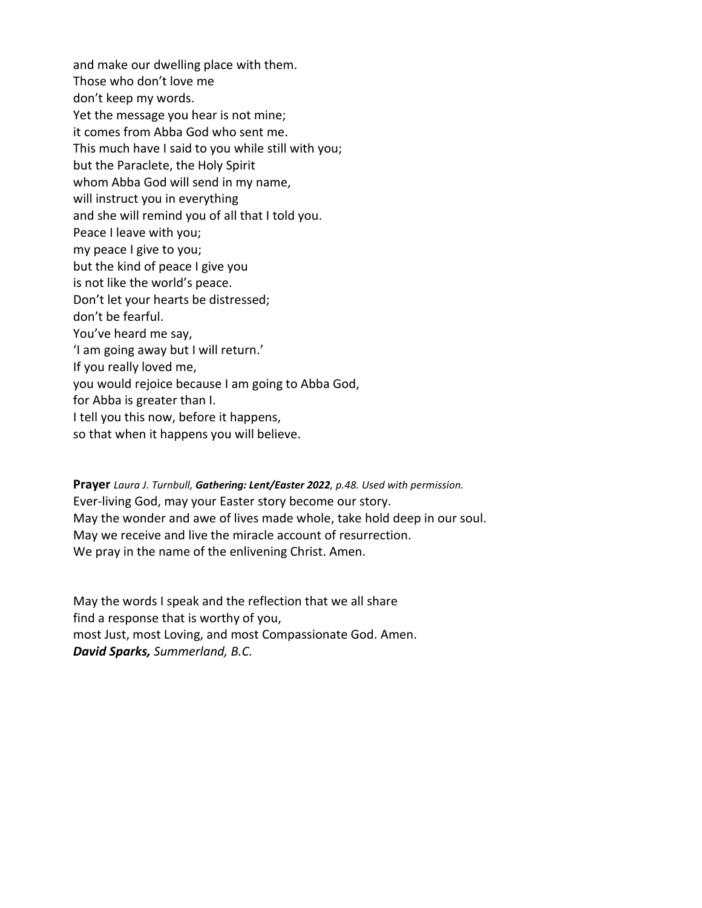and make our dwelling place with them.
Those who don't love me
don't keep my words.
Yet the message you hear is not mine;
it comes from Abba God who sent me.
This much have I said to you while still with you;
but the Paraclete, the Holy Spirit
whom Abba God will send in my name,
will instruct you in everything
and she will remind you of all that I told you.
Peace I leave with you;
my peace I give to you;
but the kind of peace I give you
is not like the world's peace.
Don't let your hearts be distressed;
don't be fearful.
You've heard me say,
'I am going away but I will return.'
If you really loved me,
you would rejoice because I am going to Abba God,
for Abba is greater than I.
I tell you this now, before it happens,
so that when it happens you will believe.

**Prayer** *Laura J. Turnbull, **Gathering: Lent/Easter 2022**, p.48. Used with permission.*
Ever-living God, may your Easter story become our story.
May the wonder and awe of lives made whole, take hold deep in our soul.
May we receive and live the miracle account of resurrection.
We pray in the name of the enlivening Christ. Amen.

May the words I speak and the reflection that we all share
find a response that is worthy of you,
most Just, most Loving, and most Compassionate God. Amen.
***David Sparks,*** *Summerland, B.C.*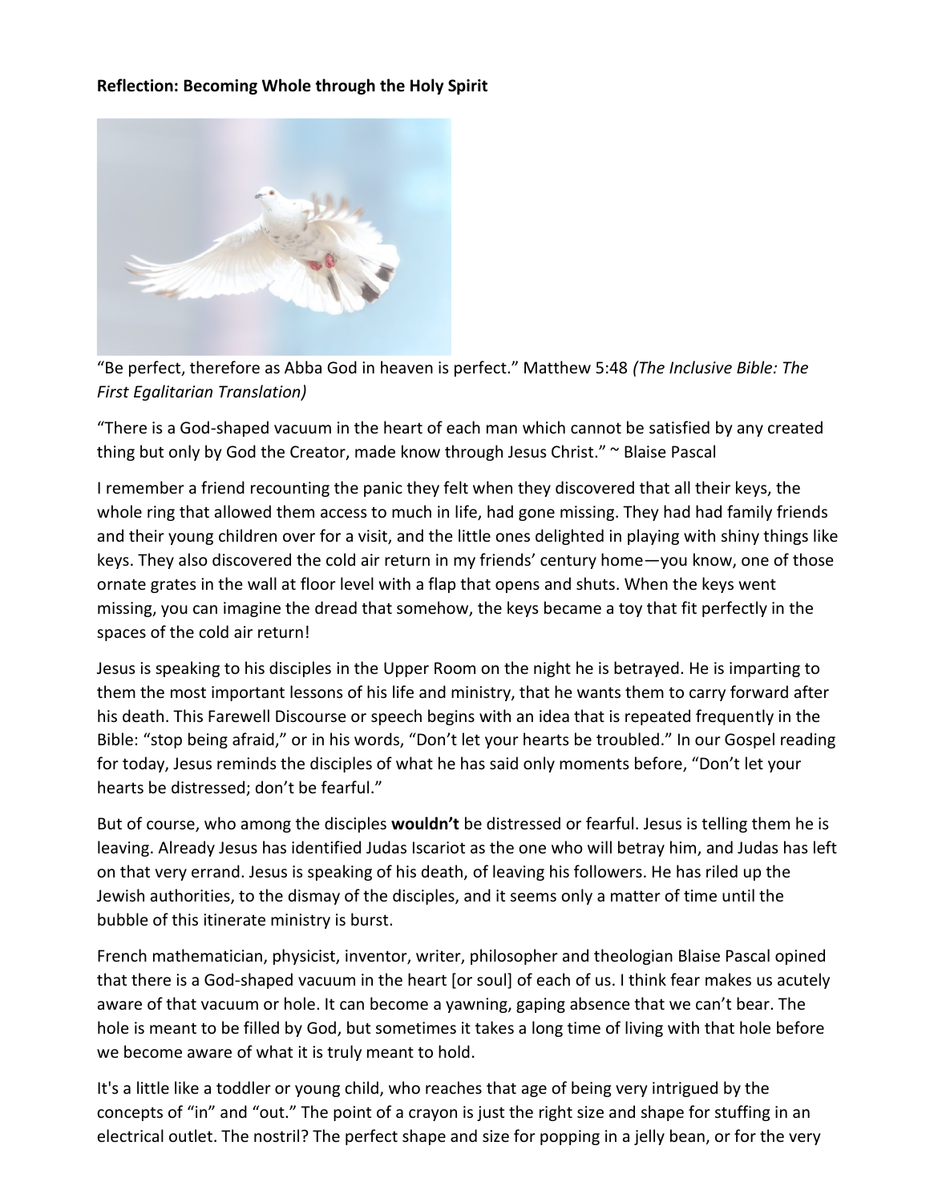**Reflection: Becoming Whole through the Holy Spirit**

"Be perfect, therefore as Abba God in heaven is perfect." Matthew 5:48 *(The Inclusive Bible: The First Egalitarian Translation)*

"There is a God-shaped vacuum in the heart of each man which cannot be satisfied by any created thing but only by God the Creator, made know through Jesus Christ." ~ Blaise Pascal

I remember a friend recounting the panic they felt when they discovered that all their keys, the whole ring that allowed them access to much in life, had gone missing. They had had family friends and their young children over for a visit, and the little ones delighted in playing with shiny things like keys. They also discovered the cold air return in my friends' century home—you know, one of those ornate grates in the wall at floor level with a flap that opens and shuts. When the keys went missing, you can imagine the dread that somehow, the keys became a toy that fit perfectly in the spaces of the cold air return!

Jesus is speaking to his disciples in the Upper Room on the night he is betrayed. He is imparting to them the most important lessons of his life and ministry, that he wants them to carry forward after his death. This Farewell Discourse or speech begins with an idea that is repeated frequently in the Bible: "stop being afraid," or in his words, "Don't let your hearts be troubled." In our Gospel reading for today, Jesus reminds the disciples of what he has said only moments before, "Don't let your hearts be distressed; don't be fearful."

But of course, who among the disciples **wouldn't** be distressed or fearful. Jesus is telling them he is leaving. Already Jesus has identified Judas Iscariot as the one who will betray him, and Judas has left on that very errand. Jesus is speaking of his death, of leaving his followers. He has riled up the Jewish authorities, to the dismay of the disciples, and it seems only a matter of time until the bubble of this itinerate ministry is burst.

French mathematician, physicist, inventor, writer, philosopher and theologian Blaise Pascal opined that there is a God-shaped vacuum in the heart [or soul] of each of us. I think fear makes us acutely aware of that vacuum or hole. It can become a yawning, gaping absence that we can't bear. The hole is meant to be filled by God, but sometimes it takes a long time of living with that hole before we become aware of what it is truly meant to hold.

It's a little like a toddler or young child, who reaches that age of being very intrigued by the concepts of "in" and "out." The point of a crayon is just the right size and shape for stuffing in an electrical outlet. The nostril? The perfect shape and size for popping in a jelly bean, or for the very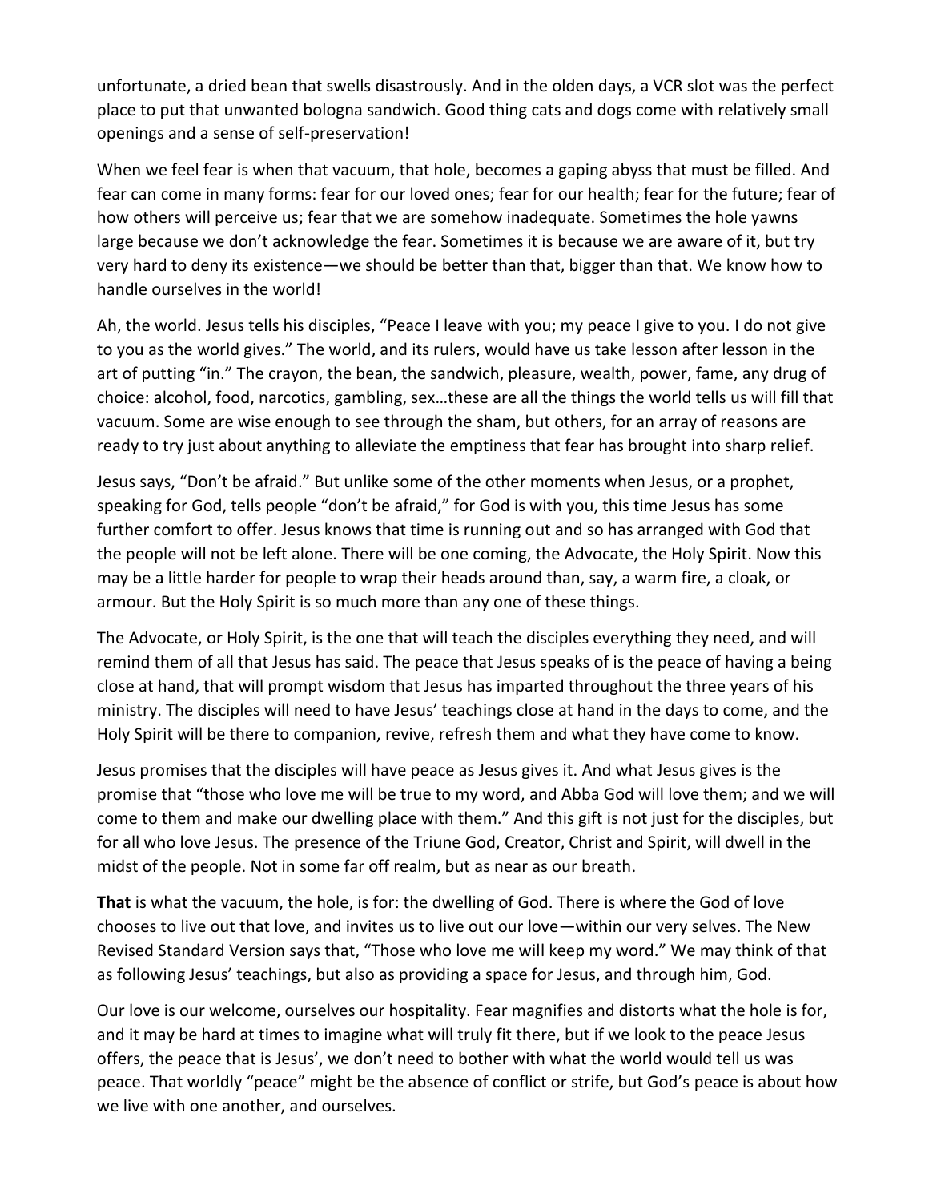unfortunate, a dried bean that swells disastrously. And in the olden days, a VCR slot was the perfect place to put that unwanted bologna sandwich. Good thing cats and dogs come with relatively small openings and a sense of self-preservation!

When we feel fear is when that vacuum, that hole, becomes a gaping abyss that must be filled. And fear can come in many forms: fear for our loved ones; fear for our health; fear for the future; fear of how others will perceive us; fear that we are somehow inadequate. Sometimes the hole yawns large because we don't acknowledge the fear. Sometimes it is because we are aware of it, but try very hard to deny its existence—we should be better than that, bigger than that. We know how to handle ourselves in the world!

Ah, the world. Jesus tells his disciples, "Peace I leave with you; my peace I give to you. I do not give to you as the world gives." The world, and its rulers, would have us take lesson after lesson in the art of putting "in." The crayon, the bean, the sandwich, pleasure, wealth, power, fame, any drug of choice: alcohol, food, narcotics, gambling, sex…these are all the things the world tells us will fill that vacuum. Some are wise enough to see through the sham, but others, for an array of reasons are ready to try just about anything to alleviate the emptiness that fear has brought into sharp relief.

Jesus says, "Don't be afraid." But unlike some of the other moments when Jesus, or a prophet, speaking for God, tells people "don't be afraid," for God is with you, this time Jesus has some further comfort to offer. Jesus knows that time is running out and so has arranged with God that the people will not be left alone. There will be one coming, the Advocate, the Holy Spirit. Now this may be a little harder for people to wrap their heads around than, say, a warm fire, a cloak, or armour. But the Holy Spirit is so much more than any one of these things.

The Advocate, or Holy Spirit, is the one that will teach the disciples everything they need, and will remind them of all that Jesus has said. The peace that Jesus speaks of is the peace of having a being close at hand, that will prompt wisdom that Jesus has imparted throughout the three years of his ministry. The disciples will need to have Jesus' teachings close at hand in the days to come, and the Holy Spirit will be there to companion, revive, refresh them and what they have come to know.

Jesus promises that the disciples will have peace as Jesus gives it. And what Jesus gives is the promise that "those who love me will be true to my word, and Abba God will love them; and we will come to them and make our dwelling place with them." And this gift is not just for the disciples, but for all who love Jesus. The presence of the Triune God, Creator, Christ and Spirit, will dwell in the midst of the people. Not in some far off realm, but as near as our breath.

**That** is what the vacuum, the hole, is for: the dwelling of God. There is where the God of love chooses to live out that love, and invites us to live out our love—within our very selves. The New Revised Standard Version says that, "Those who love me will keep my word." We may think of that as following Jesus' teachings, but also as providing a space for Jesus, and through him, God.

Our love is our welcome, ourselves our hospitality. Fear magnifies and distorts what the hole is for, and it may be hard at times to imagine what will truly fit there, but if we look to the peace Jesus offers, the peace that is Jesus', we don't need to bother with what the world would tell us was peace. That worldly "peace" might be the absence of conflict or strife, but God's peace is about how we live with one another, and ourselves.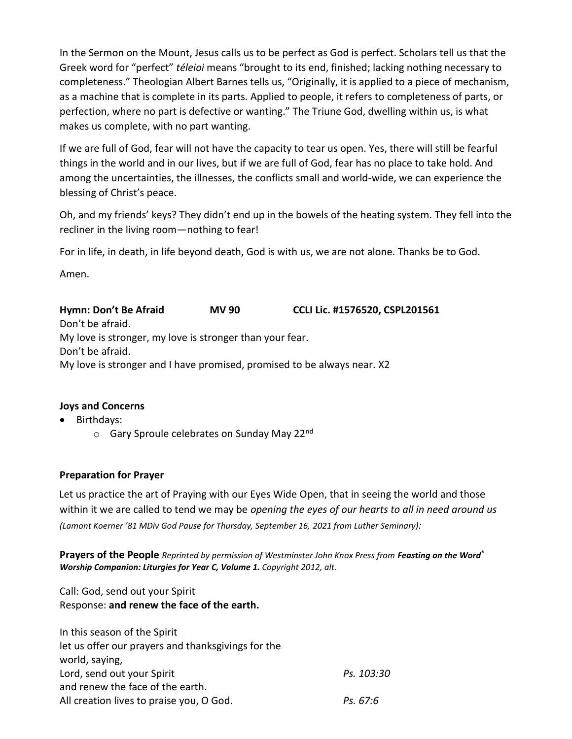In the Sermon on the Mount, Jesus calls us to be perfect as God is perfect. Scholars tell us that the Greek word for "perfect" *téleioi* means "brought to its end, finished; lacking nothing necessary to completeness." Theologian Albert Barnes tells us, "Originally, it is applied to a piece of mechanism, as a machine that is complete in its parts. Applied to people, it refers to completeness of parts, or perfection, where no part is defective or wanting." The Triune God, dwelling within us, is what makes us complete, with no part wanting.

If we are full of God, fear will not have the capacity to tear us open. Yes, there will still be fearful things in the world and in our lives, but if we are full of God, fear has no place to take hold. And among the uncertainties, the illnesses, the conflicts small and world-wide, we can experience the blessing of Christ's peace.

Oh, and my friends' keys? They didn't end up in the bowels of the heating system. They fell into the recliner in the living room—nothing to fear!

For in life, in death, in life beyond death, God is with us, we are not alone. Thanks be to God.

Amen.

**Hymn: Don't Be Afraid MV 90 CCLI Lic. #1576520, CSPL201561**

Don't be afraid.
My love is stronger, my love is stronger than your fear.
Don't be afraid.
My love is stronger and I have promised, promised to be always near. X2

**Joys and Concerns**

- Birthdays:
  - Gary Sproule celebrates on Sunday May 22nd

**Preparation for Prayer**

Let us practice the art of Praying with our Eyes Wide Open, that in seeing the world and those within it we are called to tend we may be *opening the eyes of our hearts to all in need around us (Lamont Koerner '81 MDiv God Pause for Thursday, September 16, 2021 from Luther Seminary):*

**Prayers of the People** *Reprinted by permission of Westminster John Knox Press from **Feasting on the Word® Worship Companion: Liturgies for Year C, Volume 1.** Copyright 2012, alt.*

Call: God, send out your Spirit
Response: **and renew the face of the earth.**

In this season of the Spirit
let us offer our prayers and thanksgivings for the world, saying,
Lord, send out your Spirit *Ps. 103:30*
and renew the face of the earth.
All creation lives to praise you, O God. *Ps. 67:6*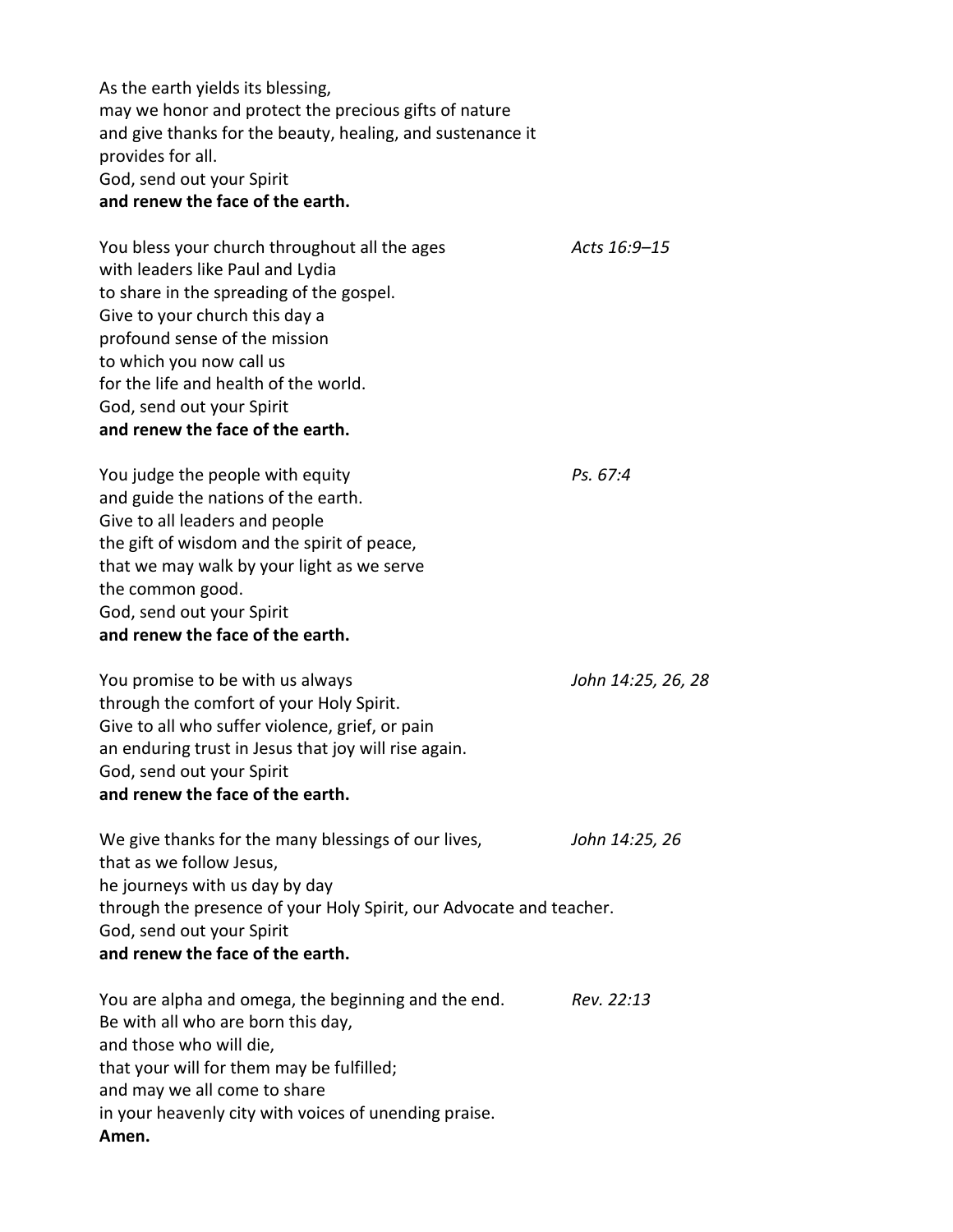As the earth yields its blessing,
may we honor and protect the precious gifts of nature
and give thanks for the beauty, healing, and sustenance it
provides for all.
God, send out your Spirit
**and renew the face of the earth.**

You bless your church throughout all the ages *Acts 16:9–15*
with leaders like Paul and Lydia
to share in the spreading of the gospel.
Give to your church this day a
profound sense of the mission
to which you now call us
for the life and health of the world.
God, send out your Spirit
**and renew the face of the earth.**

You judge the people with equity *Ps. 67:4*
and guide the nations of the earth.
Give to all leaders and people
the gift of wisdom and the spirit of peace,
that we may walk by your light as we serve
the common good.
God, send out your Spirit
**and renew the face of the earth.**

You promise to be with us always *John 14:25, 26, 28*
through the comfort of your Holy Spirit.
Give to all who suffer violence, grief, or pain
an enduring trust in Jesus that joy will rise again.
God, send out your Spirit
**and renew the face of the earth.**

We give thanks for the many blessings of our lives, *John 14:25, 26*
that as we follow Jesus,
he journeys with us day by day
through the presence of your Holy Spirit, our Advocate and teacher.
God, send out your Spirit
**and renew the face of the earth.**

You are alpha and omega, the beginning and the end. *Rev. 22:13*
Be with all who are born this day,
and those who will die,
that your will for them may be fulfilled;
and may we all come to share
in your heavenly city with voices of unending praise.
**Amen.**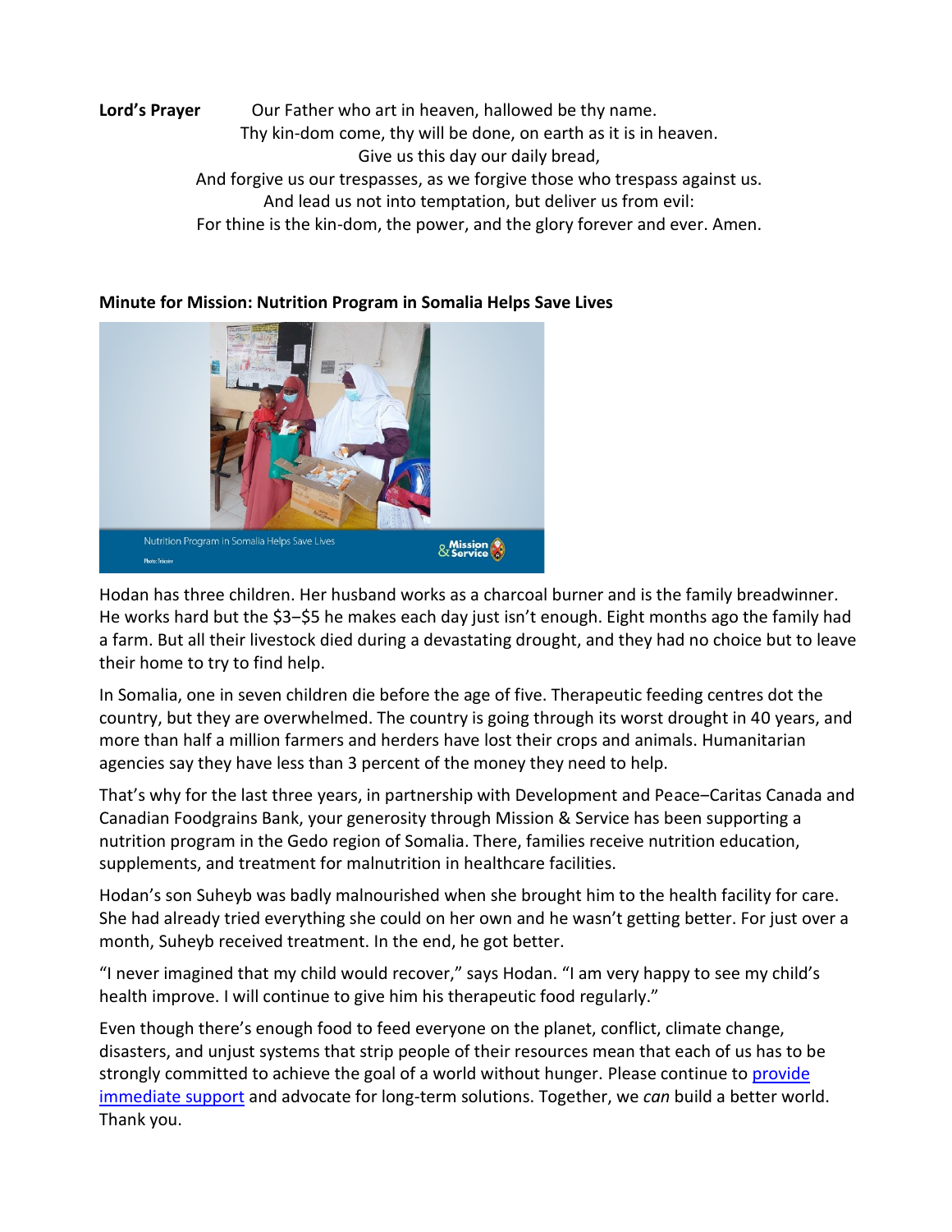**Lord's Prayer** Our Father who art in heaven, hallowed be thy name.
Thy kin-dom come, thy will be done, on earth as it is in heaven.
Give us this day our daily bread,
And forgive us our trespasses, as we forgive those who trespass against us.
And lead us not into temptation, but deliver us from evil:
For thine is the kin-dom, the power, and the glory forever and ever. Amen.

**Minute for Mission: Nutrition Program in Somalia Helps Save Lives**

Hodan has three children. Her husband works as a charcoal burner and is the family breadwinner. He works hard but the $3–$5 he makes each day just isn't enough. Eight months ago the family had a farm. But all their livestock died during a devastating drought, and they had no choice but to leave their home to try to find help.

In Somalia, one in seven children die before the age of five. Therapeutic feeding centres dot the country, but they are overwhelmed. The country is going through its worst drought in 40 years, and more than half a million farmers and herders have lost their crops and animals. Humanitarian agencies say they have less than 3 percent of the money they need to help.

That's why for the last three years, in partnership with Development and Peace–Caritas Canada and Canadian Foodgrains Bank, your generosity through Mission & Service has been supporting a nutrition program in the Gedo region of Somalia. There, families receive nutrition education, supplements, and treatment for malnutrition in healthcare facilities.

Hodan's son Suheyb was badly malnourished when she brought him to the health facility for care. She had already tried everything she could on her own and he wasn't getting better. For just over a month, Suheyb received treatment. In the end, he got better.

"I never imagined that my child would recover," says Hodan. "I am very happy to see my child's health improve. I will continue to give him his therapeutic food regularly."

Even though there's enough food to feed everyone on the planet, conflict, climate change, disasters, and unjust systems that strip people of their resources mean that each of us has to be strongly committed to achieve the goal of a world without hunger. Please continue to provide immediate support and advocate for long-term solutions. Together, we *can* build a better world. Thank you.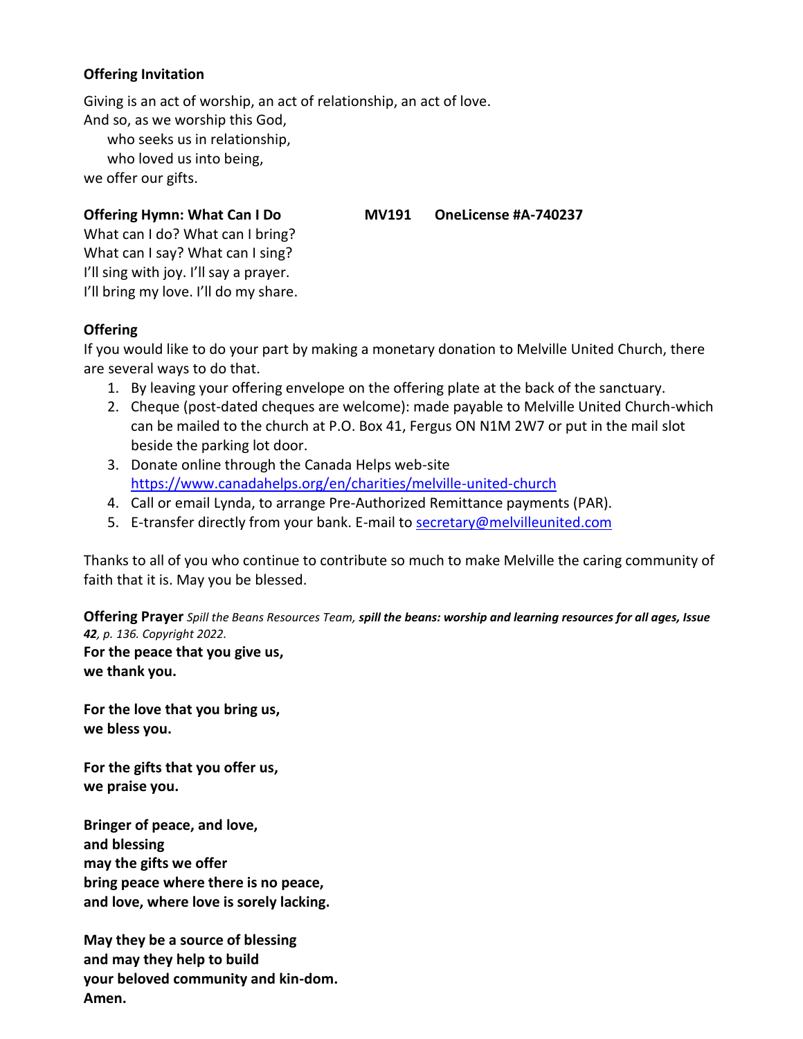**Offering Invitation**

Giving is an act of worship, an act of relationship, an act of love.
And so, as we worship this God,
  who seeks us in relationship,
  who loved us into being,
we offer our gifts.

**Offering Hymn: What Can I Do MV191 OneLicense #A-740237**

What can I do? What can I bring?
What can I say? What can I sing?
I'll sing with joy. I'll say a prayer.
I'll bring my love. I'll do my share.

**Offering**

If you would like to do your part by making a monetary donation to Melville United Church, there are several ways to do that.

1. By leaving your offering envelope on the offering plate at the back of the sanctuary.
2. Cheque (post-dated cheques are welcome): made payable to Melville United Church-which can be mailed to the church at P.O. Box 41, Fergus ON N1M 2W7 or put in the mail slot beside the parking lot door.
3. Donate online through the Canada Helps web-site https://www.canadahelps.org/en/charities/melville-united-church
4. Call or email Lynda, to arrange Pre-Authorized Remittance payments (PAR).
5. E-transfer directly from your bank. E-mail to secretary@melvilleunited.com

Thanks to all of you who continue to contribute so much to make Melville the caring community of faith that it is. May you be blessed.

**Offering Prayer** *Spill the Beans Resources Team, **spill the beans: worship and learning resources for all ages, Issue 42**, p. 136. Copyright 2022.*

**For the peace that you give us,
we thank you.**

**For the love that you bring us,
we bless you.**

**For the gifts that you offer us,
we praise you.**

**Bringer of peace, and love,
and blessing
may the gifts we offer
bring peace where there is no peace,
and love, where love is sorely lacking.**

**May they be a source of blessing
and may they help to build
your beloved community and kin-dom.
Amen.**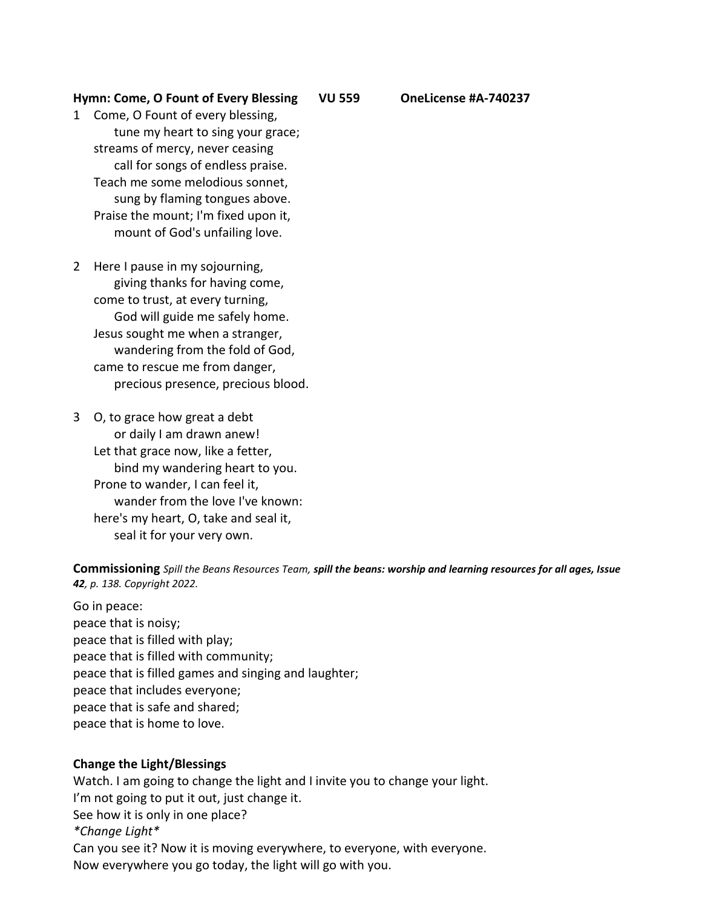**Hymn: Come, O Fount of Every Blessing VU 559 OneLicense #A-740237**

1 Come, O Fount of every blessing,
tune my heart to sing your grace;
streams of mercy, never ceasing
call for songs of endless praise.
Teach me some melodious sonnet,
sung by flaming tongues above.
Praise the mount; I'm fixed upon it,
mount of God's unfailing love.

2 Here I pause in my sojourning,
giving thanks for having come,
come to trust, at every turning,
God will guide me safely home.
Jesus sought me when a stranger,
wandering from the fold of God,
came to rescue me from danger,
precious presence, precious blood.

3 O, to grace how great a debt
or daily I am drawn anew!
Let that grace now, like a fetter,
bind my wandering heart to you.
Prone to wander, I can feel it,
wander from the love I've known:
here's my heart, O, take and seal it,
seal it for your very own.

**Commissioning** *Spill the Beans Resources Team,* ***spill the beans: worship and learning resources for all ages, Issue 42****, p. 138. Copyright 2022.*

Go in peace:
peace that is noisy;
peace that is filled with play;
peace that is filled with community;
peace that is filled games and singing and laughter;
peace that includes everyone;
peace that is safe and shared;
peace that is home to love.

**Change the Light/Blessings**

Watch. I am going to change the light and I invite you to change your light.
I'm not going to put it out, just change it.
See how it is only in one place?
*\*Change Light\**
Can you see it? Now it is moving everywhere, to everyone, with everyone.
Now everywhere you go today, the light will go with you.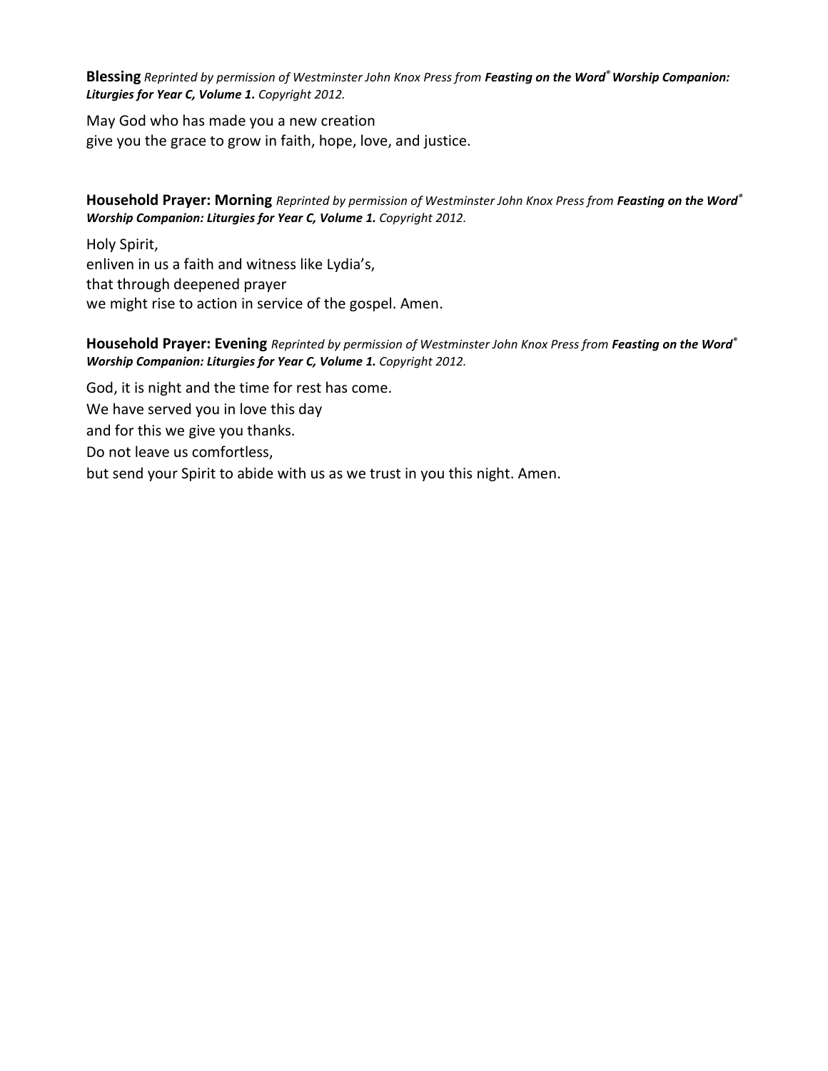**Blessing** *Reprinted by permission of Westminster John Knox Press from **Feasting on the Word® Worship Companion: Liturgies for Year C, Volume 1.** Copyright 2012.*

May God who has made you a new creation
give you the grace to grow in faith, hope, love, and justice.

**Household Prayer: Morning** *Reprinted by permission of Westminster John Knox Press from **Feasting on the Word® Worship Companion: Liturgies for Year C, Volume 1.** Copyright 2012.*

Holy Spirit,
enliven in us a faith and witness like Lydia's,
that through deepened prayer
we might rise to action in service of the gospel. Amen.

**Household Prayer: Evening** *Reprinted by permission of Westminster John Knox Press from **Feasting on the Word® Worship Companion: Liturgies for Year C, Volume 1.** Copyright 2012.*

God, it is night and the time for rest has come.
We have served you in love this day
and for this we give you thanks.
Do not leave us comfortless,
but send your Spirit to abide with us as we trust in you this night. Amen.